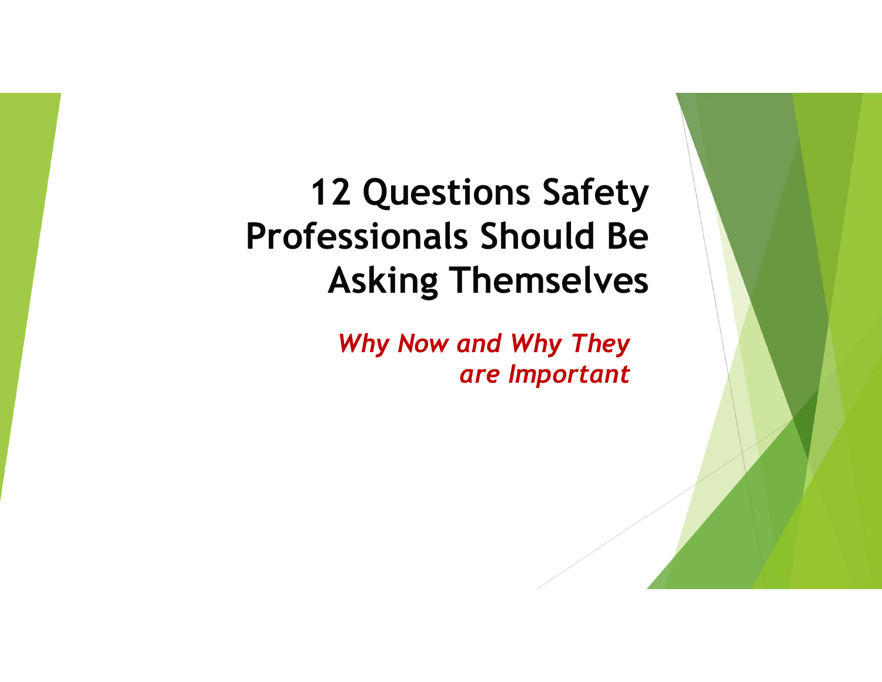# 12 Questions Safety Professionals Should Be Asking Themselves

***Why Now and Why They are Important***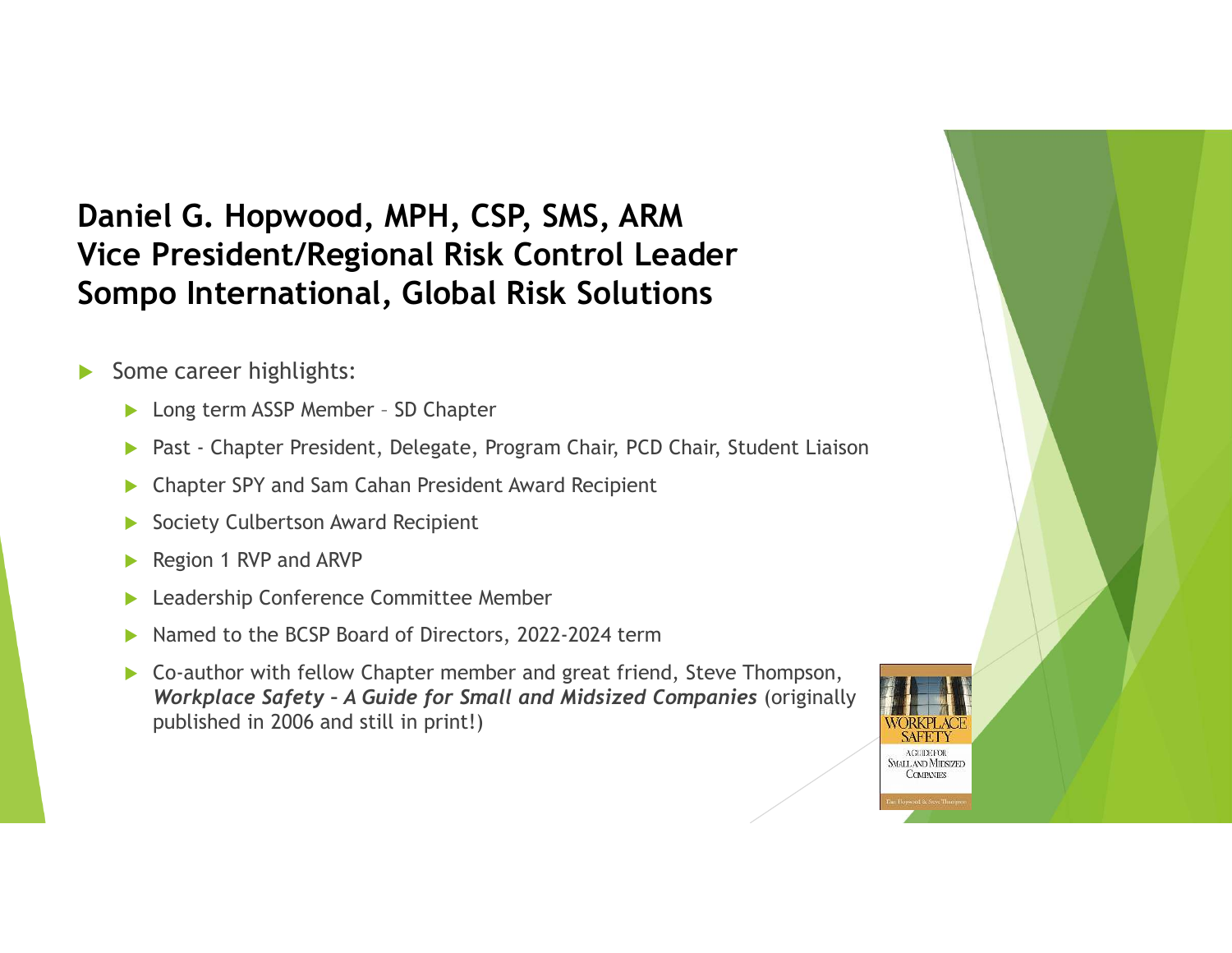**Daniel G. Hopwood, MPH, CSP, SMS, ARM**
**Vice President/Regional Risk Control Leader**
**Sompo International, Global Risk Solutions**

- Some career highlights:
  - Long term ASSP Member – SD Chapter
  - Past - Chapter President, Delegate, Program Chair, PCD Chair, Student Liaison
  - Chapter SPY and Sam Cahan President Award Recipient
  - Society Culbertson Award Recipient
  - Region 1 RVP and ARVP
  - Leadership Conference Committee Member
  - Named to the BCSP Board of Directors, 2022-2024 term
  - Co-author with fellow Chapter member and great friend, Steve Thompson, ***Workplace Safety – A Guide for Small and Midsized Companies*** (originally published in 2006 and still in print!)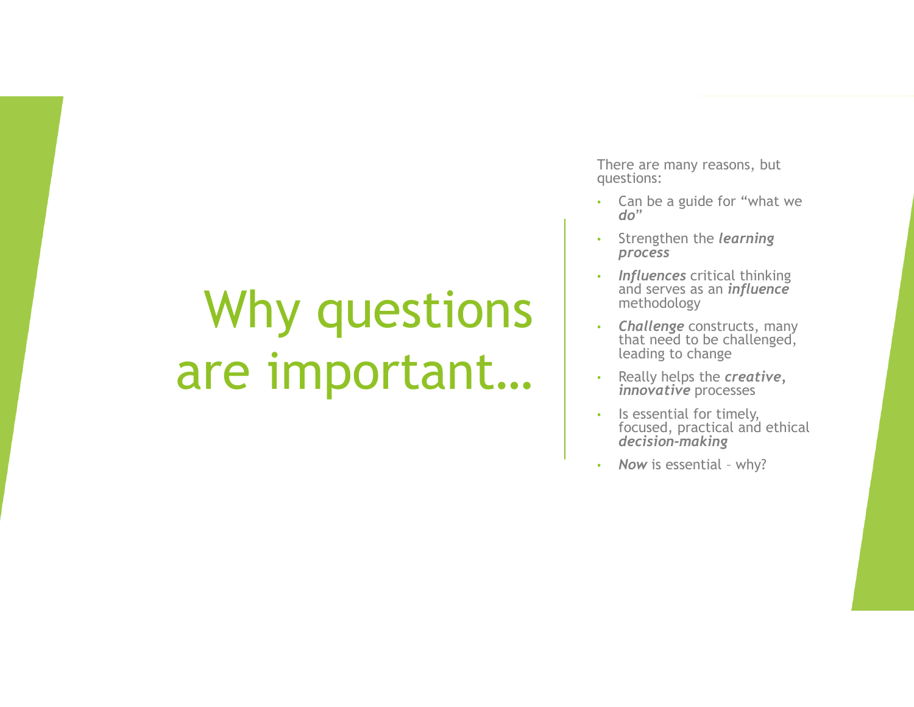# Why questions are important…

There are many reasons, but questions:

- Can be a guide for "what we ***do***"
- Strengthen the ***learning process***
- ***Influences*** critical thinking and serves as an ***influence*** methodology
- ***Challenge*** constructs, many that need to be challenged, leading to change
- Really helps the ***creative, innovative*** processes
- Is essential for timely, focused, practical and ethical ***decision-making***
- ***Now*** is essential – why?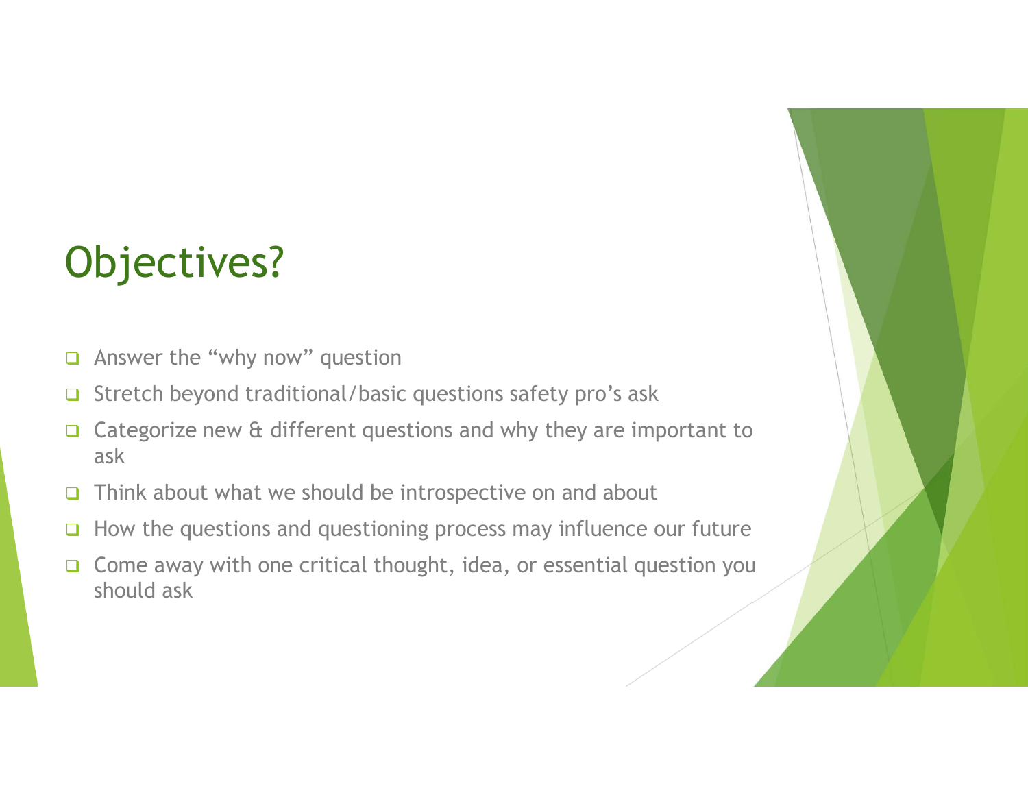# Objectives?

- Answer the "why now" question
- Stretch beyond traditional/basic questions safety pro's ask
- Categorize new & different questions and why they are important to ask
- Think about what we should be introspective on and about
- How the questions and questioning process may influence our future
- Come away with one critical thought, idea, or essential question you should ask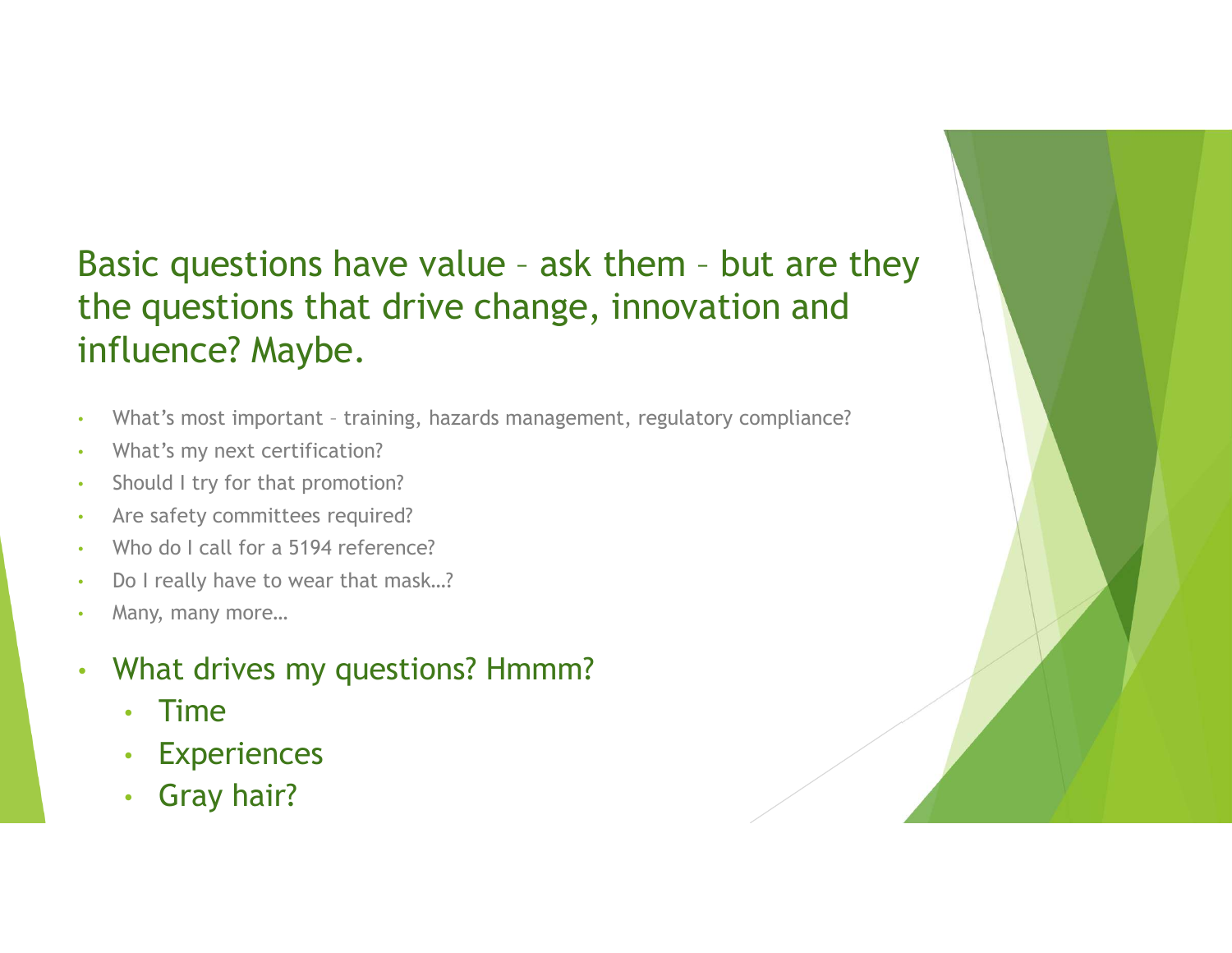## Basic questions have value – ask them – but are they the questions that drive change, innovation and influence? Maybe.

- What's most important – training, hazards management, regulatory compliance?
- What's my next certification?
- Should I try for that promotion?
- Are safety committees required?
- Who do I call for a 5194 reference?
- Do I really have to wear that mask…?
- Many, many more…
- What drives my questions? Hmmm?
  - Time
  - Experiences
  - Gray hair?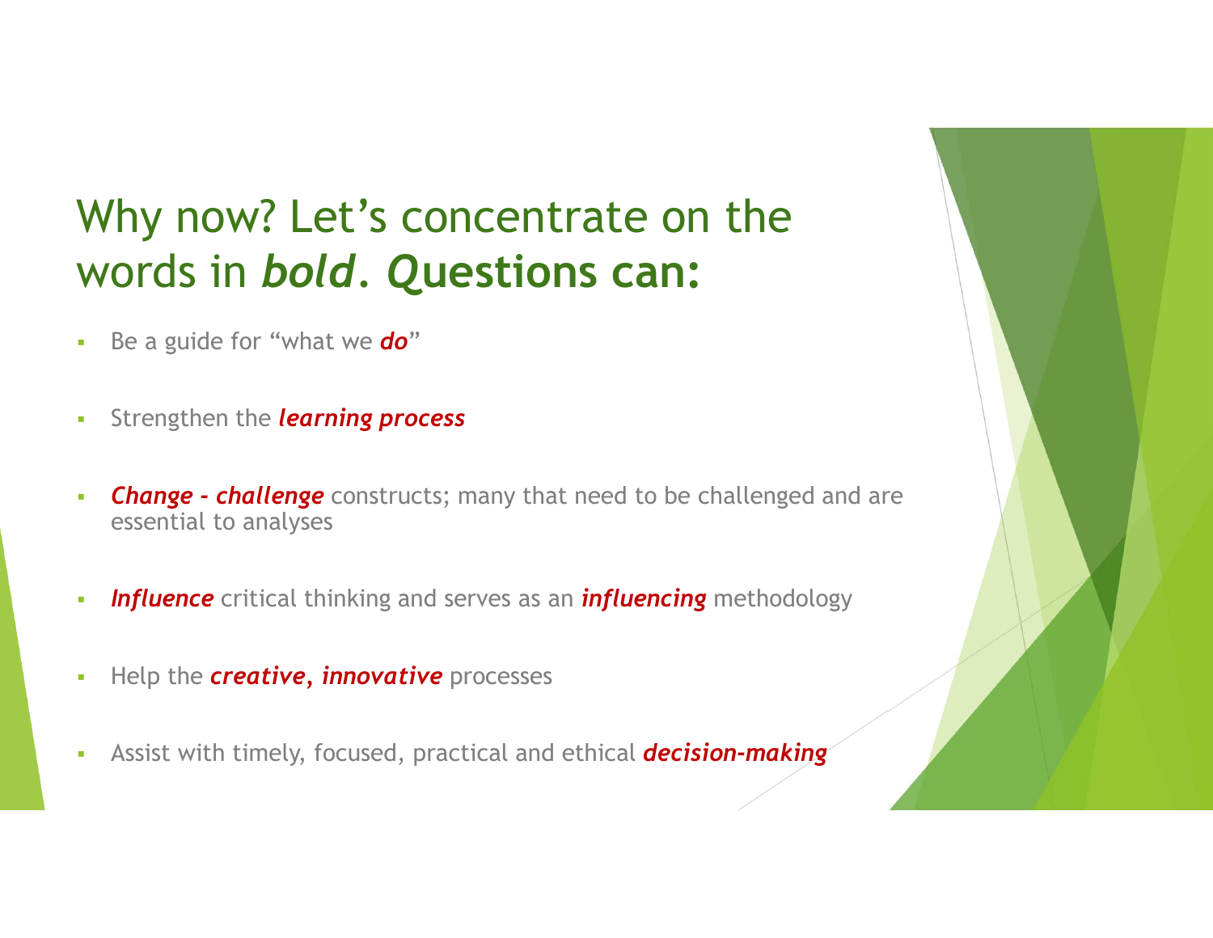# Why now? Let's concentrate on the words in *bold*. **Questions can:**

- Be a guide for "what we ***do***"
- Strengthen the ***learning process***
- ***Change - challenge*** constructs; many that need to be challenged and are essential to analyses
- ***Influence*** critical thinking and serves as an ***influencing*** methodology
- Help the ***creative, innovative*** processes
- Assist with timely, focused, practical and ethical ***decision-making***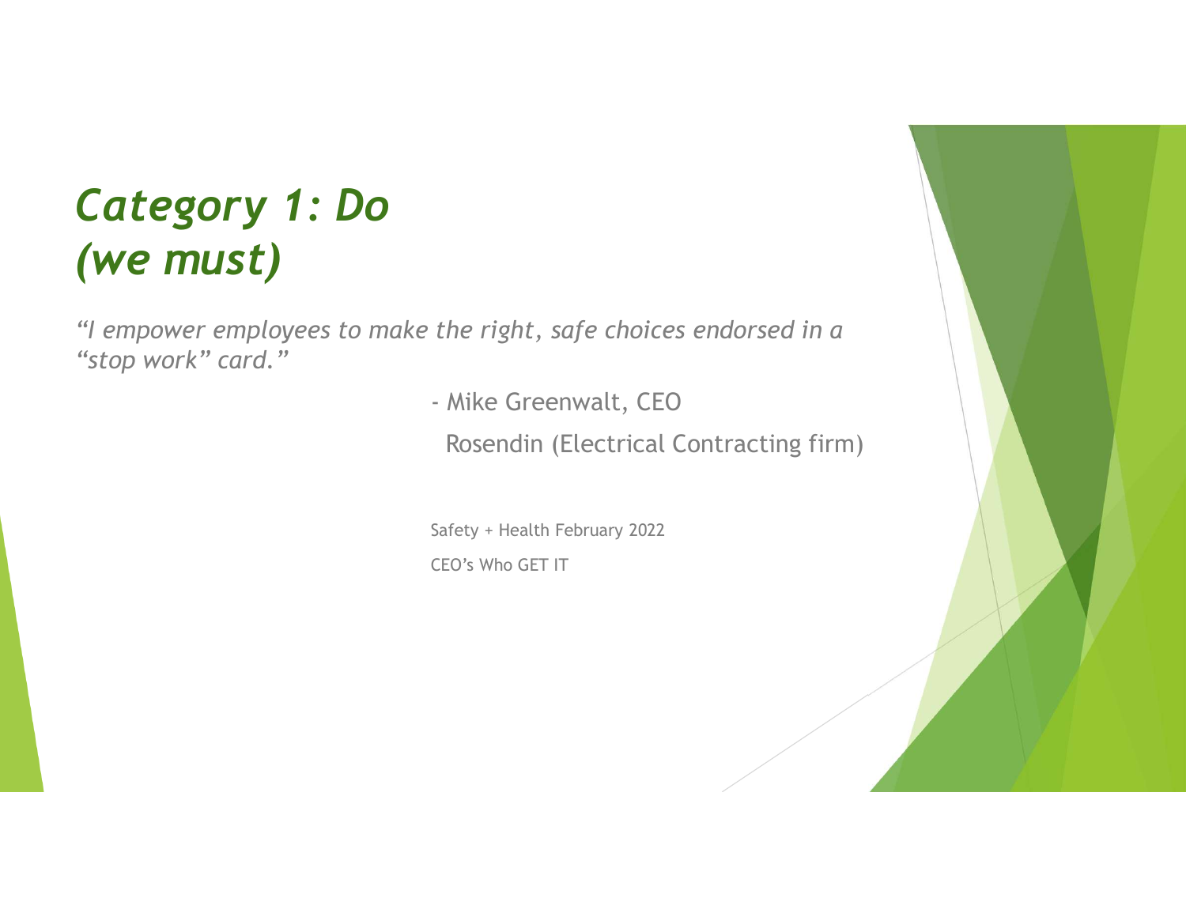# *Category 1: Do (we must)*

*"I empower employees to make the right, safe choices endorsed in a "stop work" card."*

- Mike Greenwalt, CEO

  Rosendin (Electrical Contracting firm)

Safety + Health February 2022

CEO's Who GET IT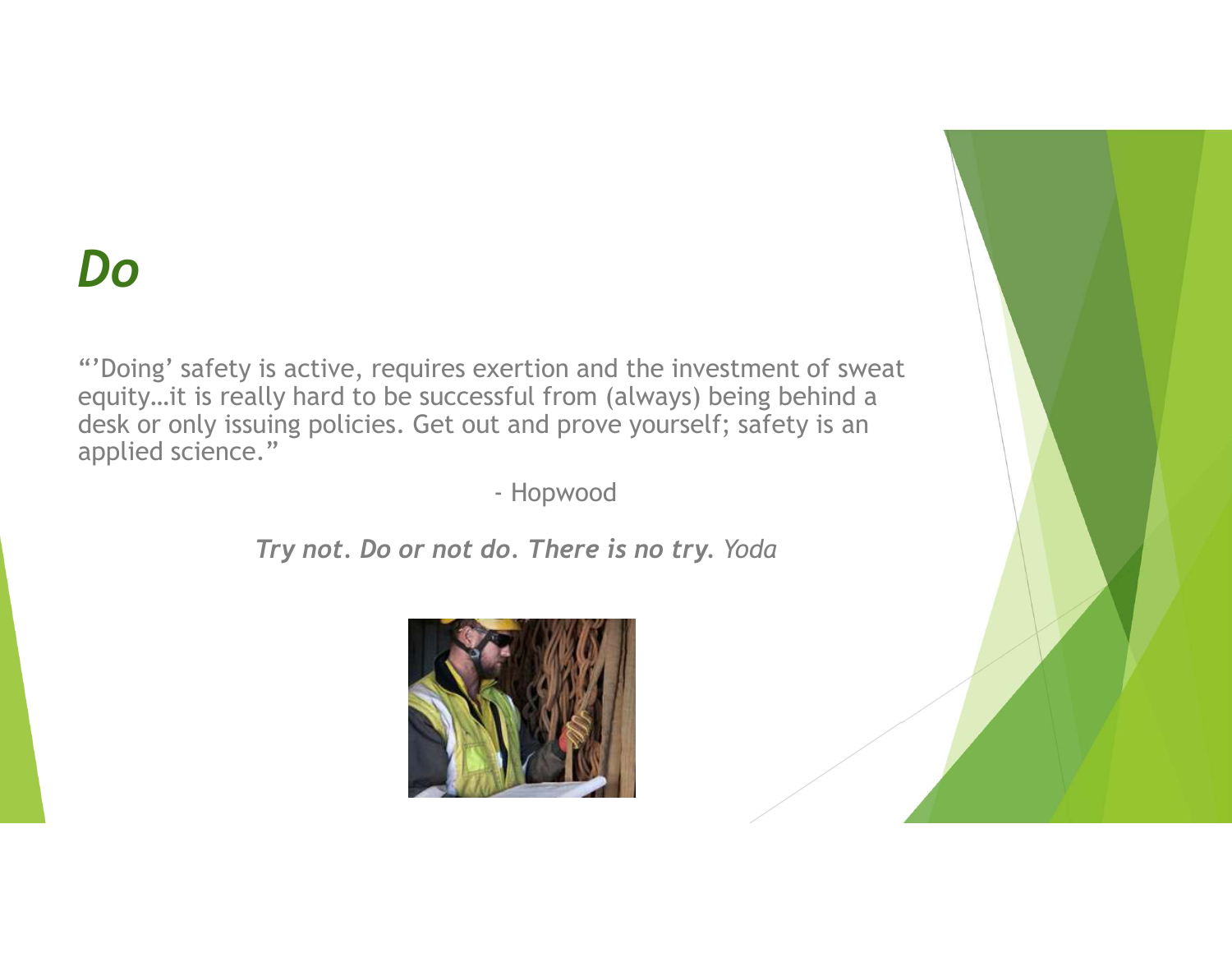# *Do*

"'Doing' safety is active, requires exertion and the investment of sweat equity…it is really hard to be successful from (always) being behind a desk or only issuing policies. Get out and prove yourself; safety is an applied science."

- Hopwood

***Try not. Do or not do. There is no try.*** *Yoda*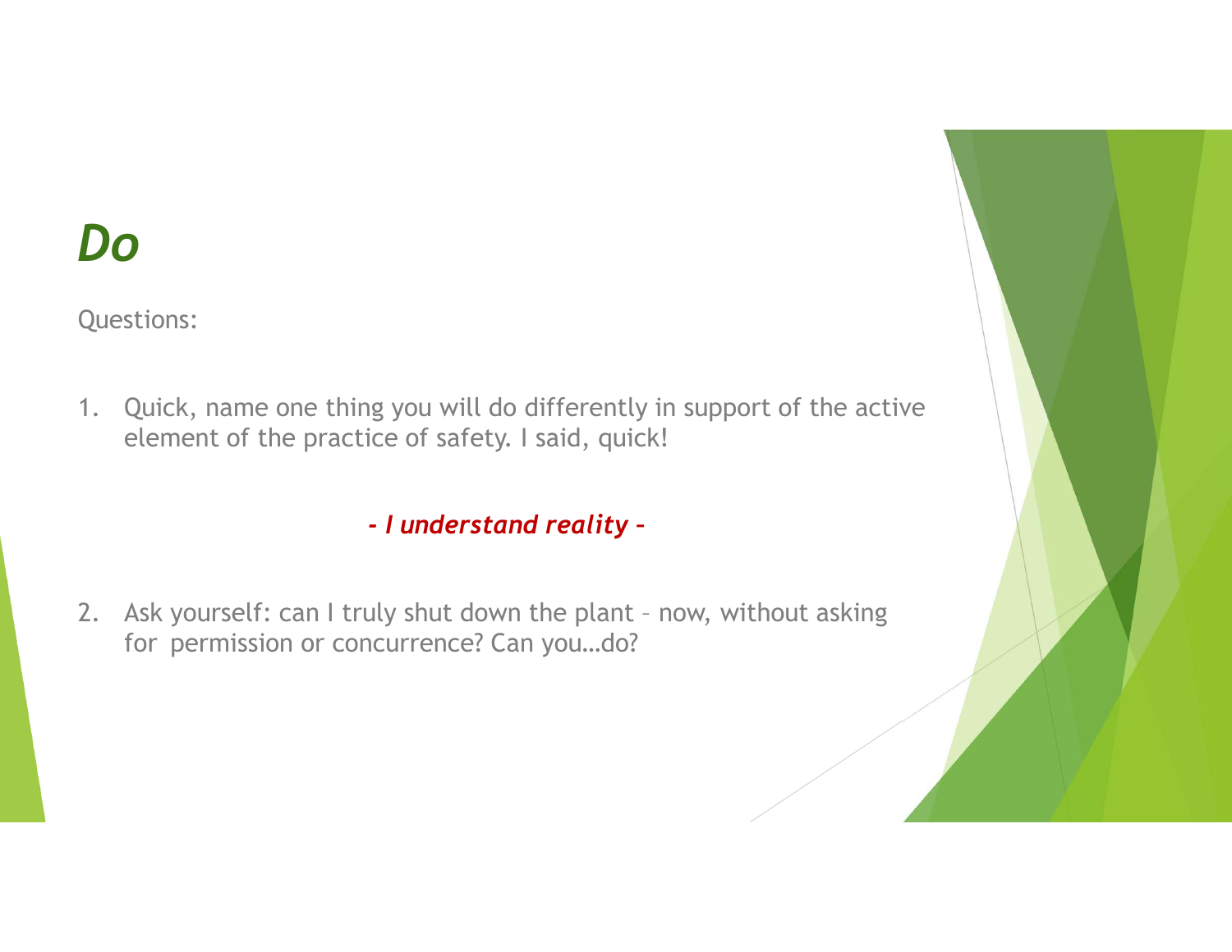# *Do*

Questions:

1. Quick, name one thing you will do differently in support of the active element of the practice of safety. I said, quick!

*- I understand reality –*

2. Ask yourself: can I truly shut down the plant – now, without asking for permission or concurrence? Can you…do?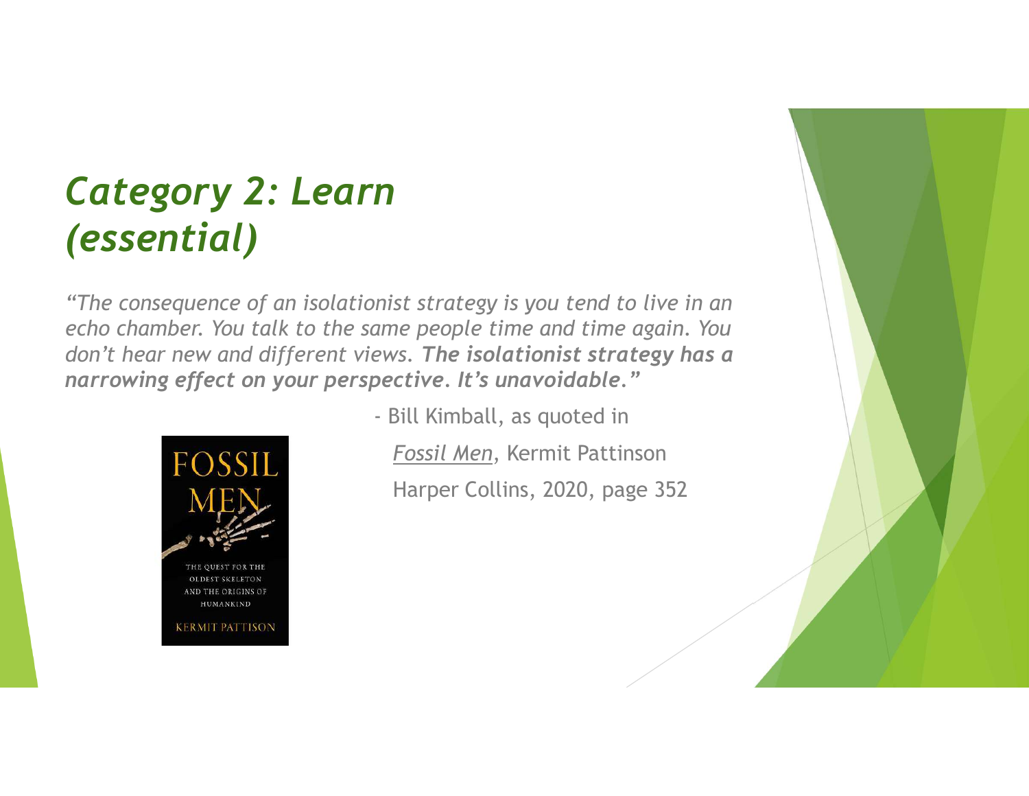# *Category 2: Learn (essential)*

*"The consequence of an isolationist strategy is you tend to live in an echo chamber. You talk to the same people time and time again. You don't hear new and different views.* ***The isolationist strategy has a narrowing effect on your perspective. It's unavoidable.****"*

- Bill Kimball, as quoted in

  Fossil Men, Kermit Pattinson

  Harper Collins, 2020, page 352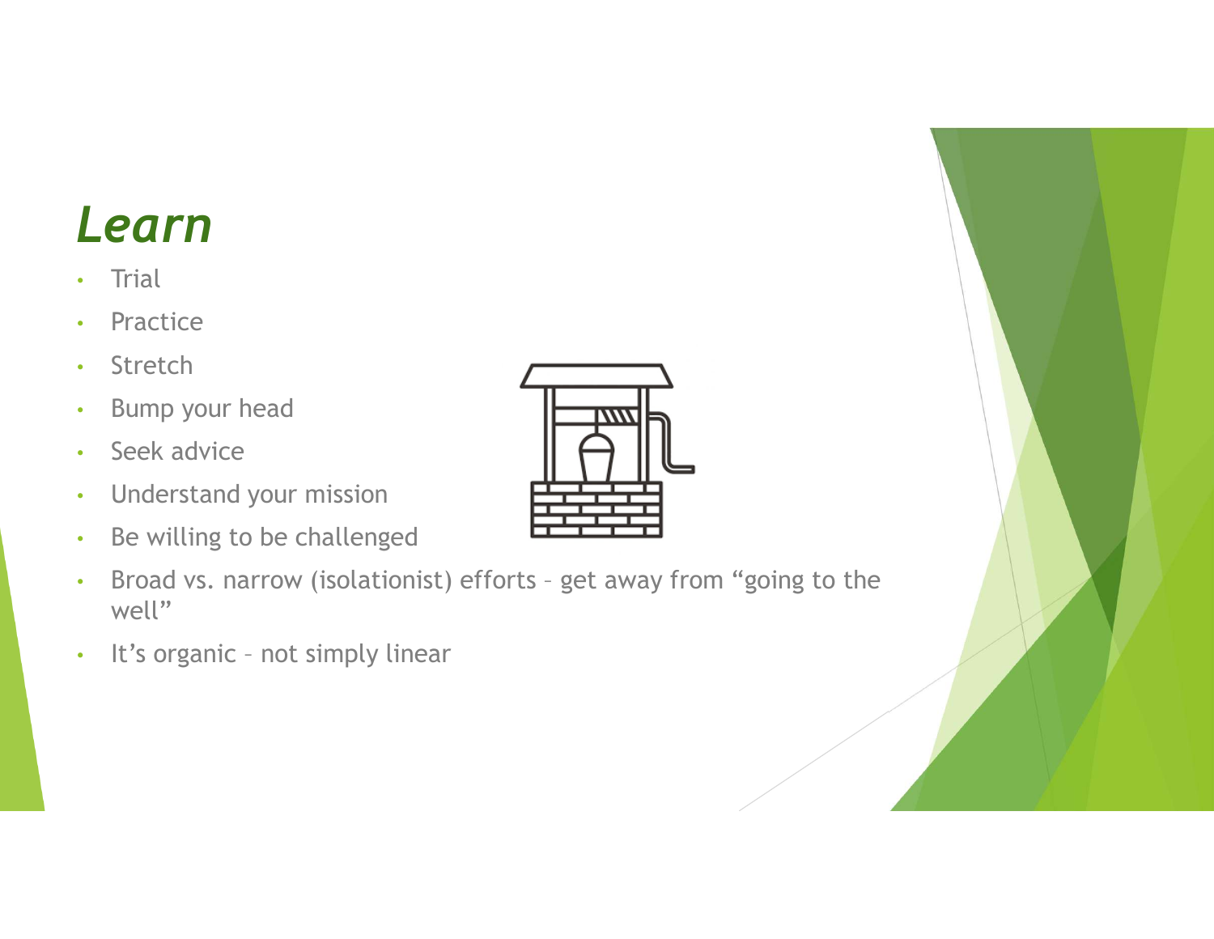# *Learn*

- Trial
- Practice
- Stretch
- Bump your head
- Seek advice
- Understand your mission
- Be willing to be challenged
- Broad vs. narrow (isolationist) efforts – get away from "going to the well"
- It's organic – not simply linear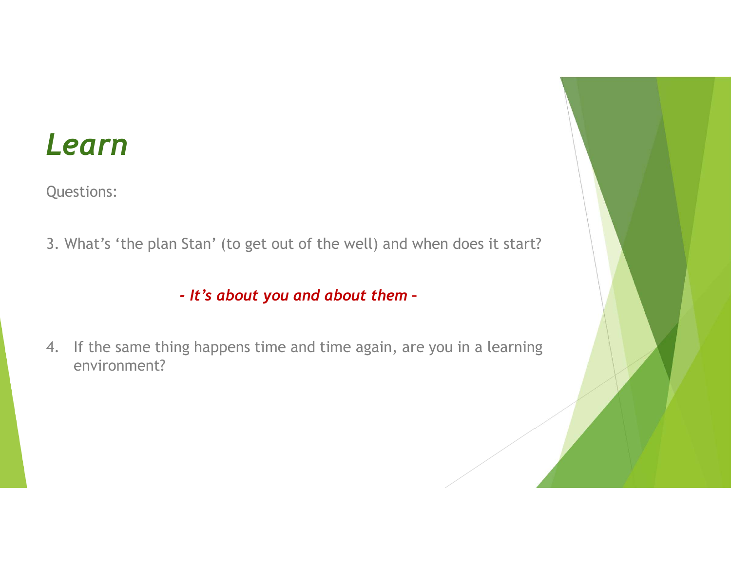# *Learn*

Questions:

3. What’s ‘the plan Stan’ (to get out of the well) and when does it start?

***- It’s about you and about them –***

4. If the same thing happens time and time again, are you in a learning environment?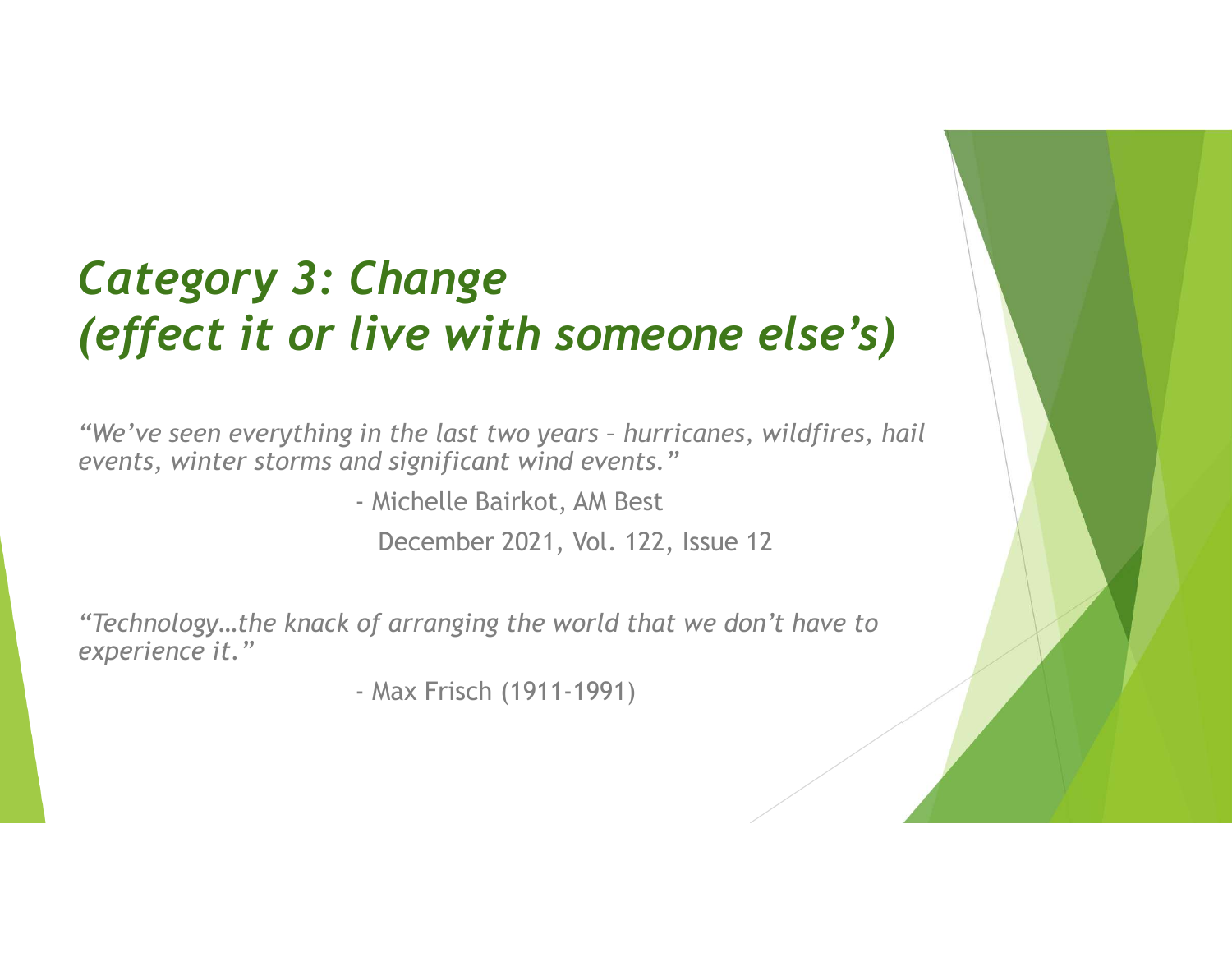# *Category 3: Change (effect it or live with someone else's)*

*"We've seen everything in the last two years – hurricanes, wildfires, hail events, winter storms and significant wind events."*

- Michelle Bairkot, AM Best

December 2021, Vol. 122, Issue 12

*"Technology…the knack of arranging the world that we don't have to experience it."*

- Max Frisch (1911-1991)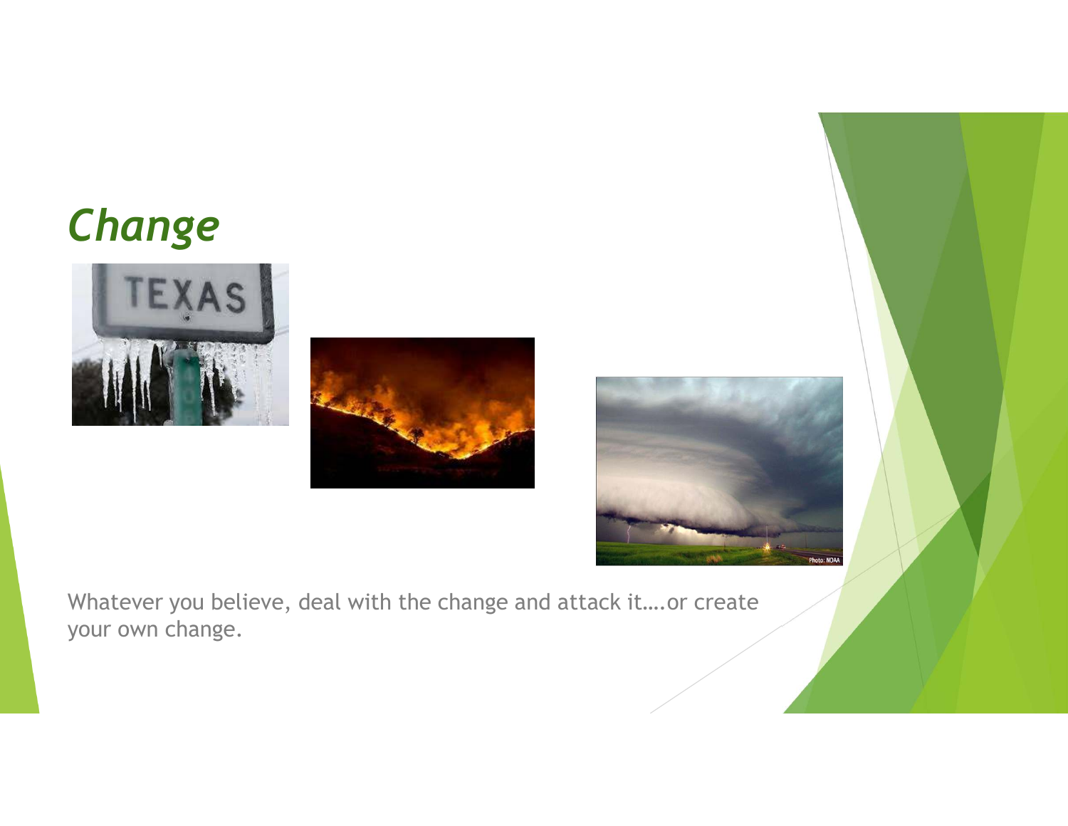## *Change*

Whatever you believe, deal with the change and attack it….or create your own change.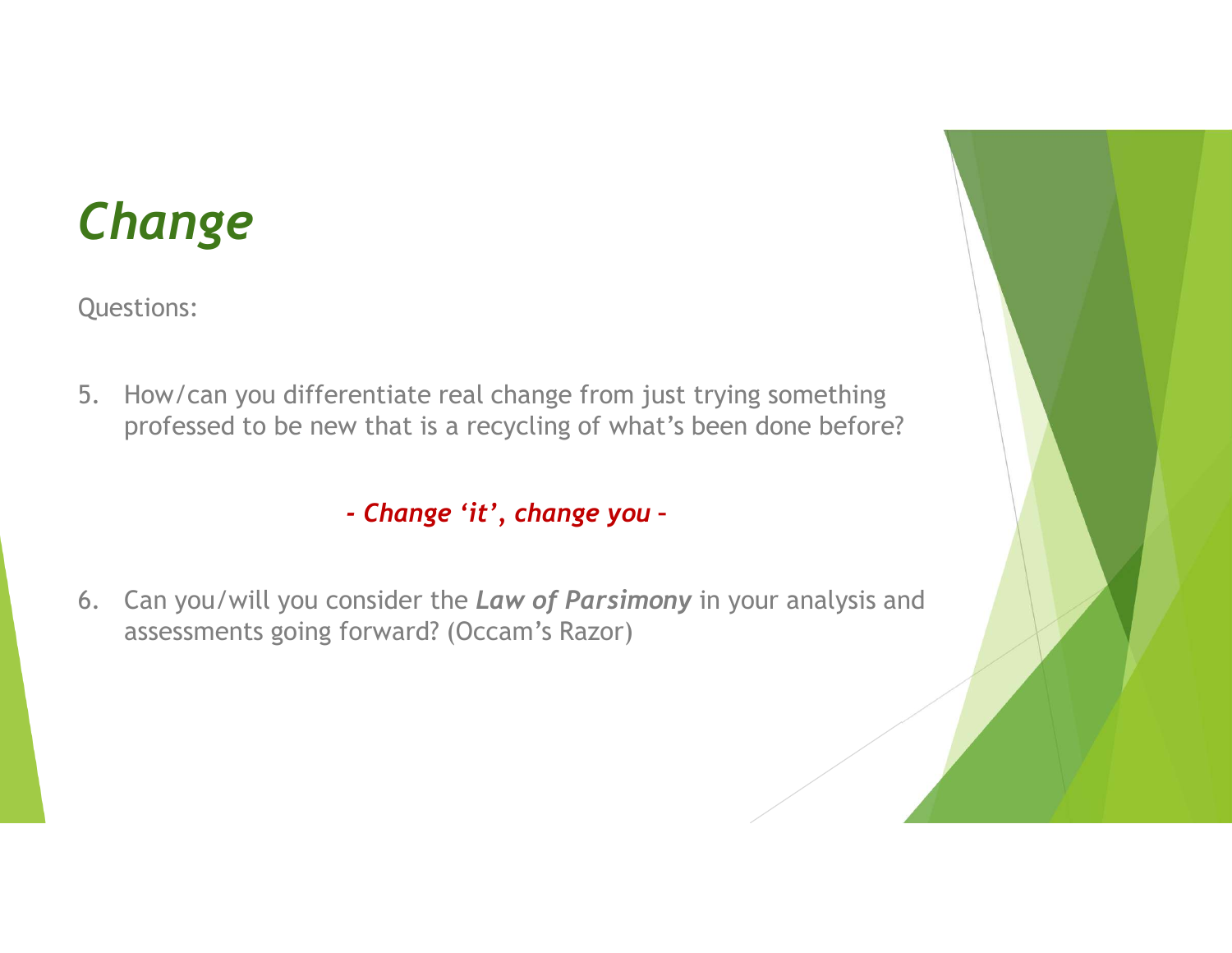# *Change*

Questions:

5. How/can you differentiate real change from just trying something professed to be new that is a recycling of what's been done before?

*- Change 'it', change you –*

6. Can you/will you consider the ***Law of Parsimony*** in your analysis and assessments going forward? (Occam's Razor)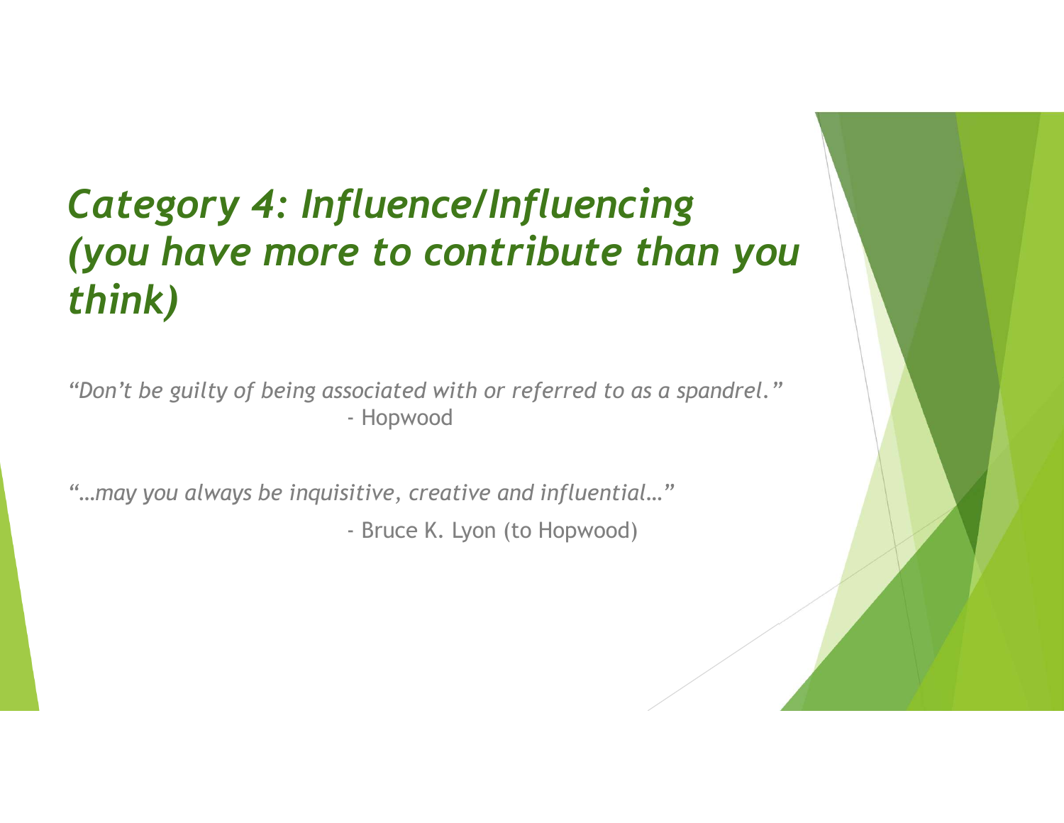# *Category 4: Influence/Influencing (you have more to contribute than you think)*

*"Don't be guilty of being associated with or referred to as a spandrel."*
- Hopwood

*"…may you always be inquisitive, creative and influential…"*
- Bruce K. Lyon (to Hopwood)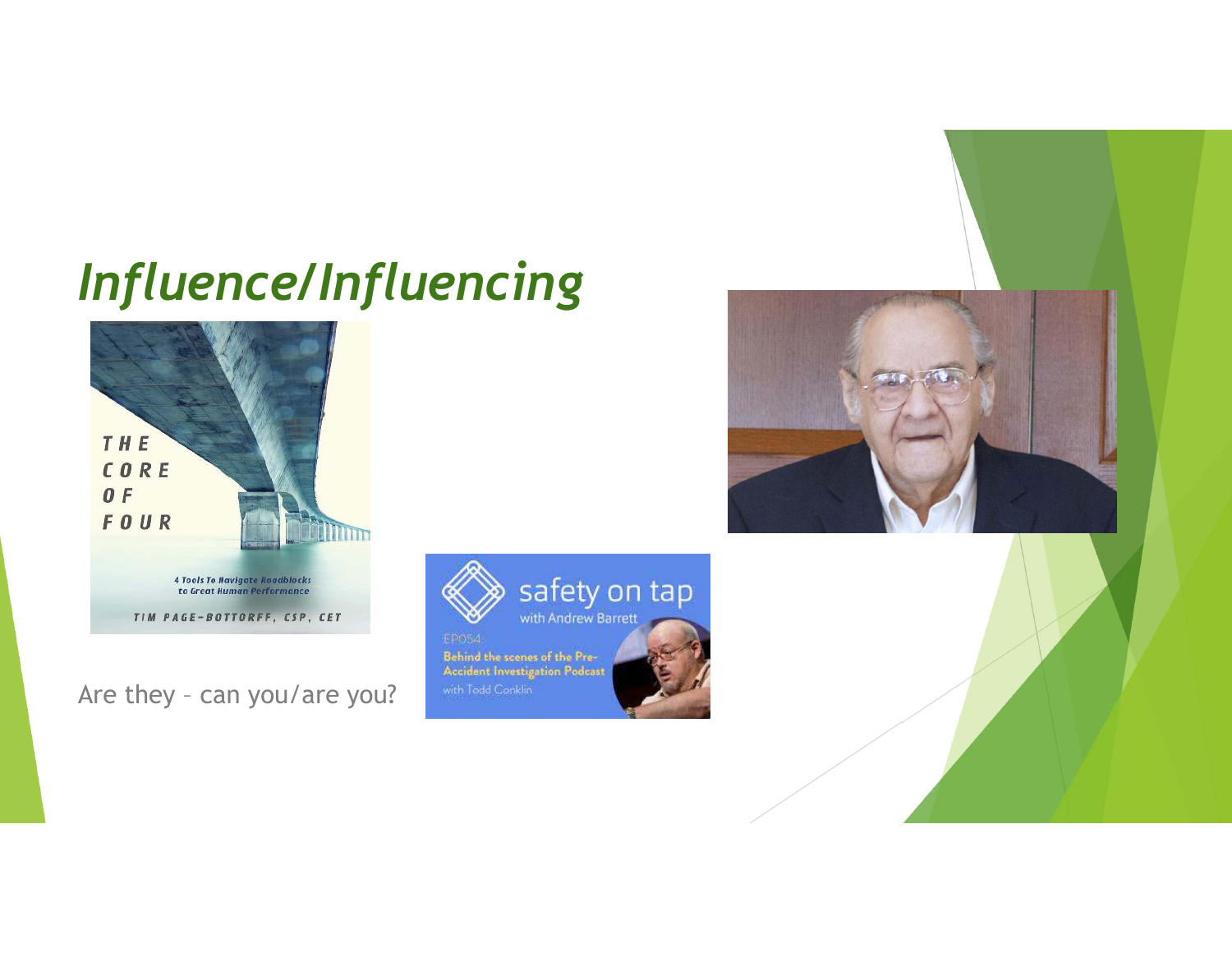# *Influence/Influencing*

Are they – can you/are you?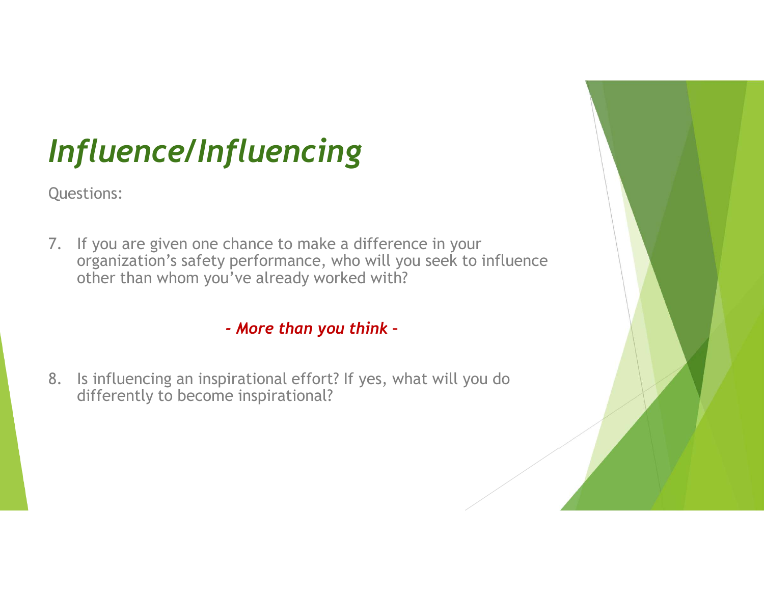# *Influence/Influencing*

Questions:

7. If you are given one chance to make a difference in your organization's safety performance, who will you seek to influence other than whom you've already worked with?

***- More than you think –***

8. Is influencing an inspirational effort? If yes, what will you do differently to become inspirational?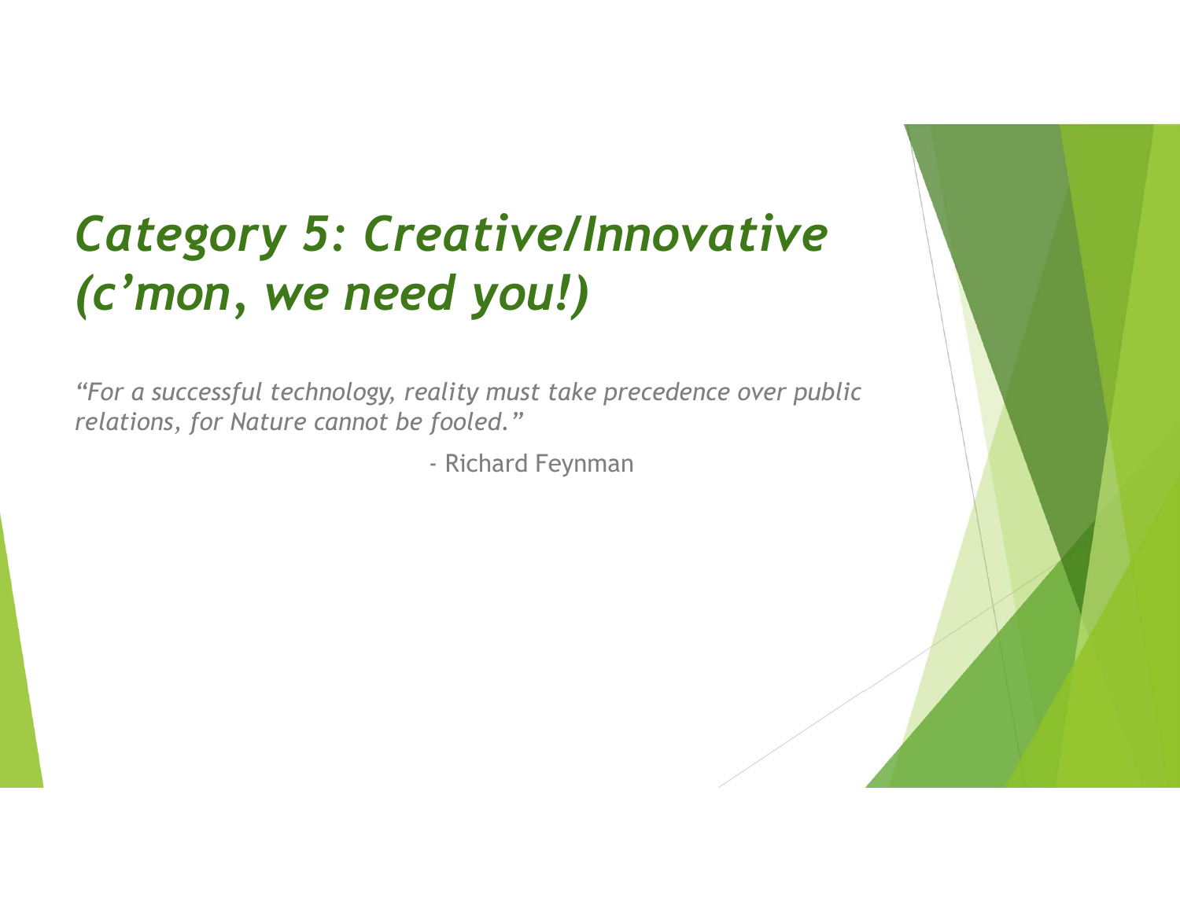# *Category 5: Creative/Innovative (c'mon, we need you!)*

*"For a successful technology, reality must take precedence over public relations, for Nature cannot be fooled."*

- Richard Feynman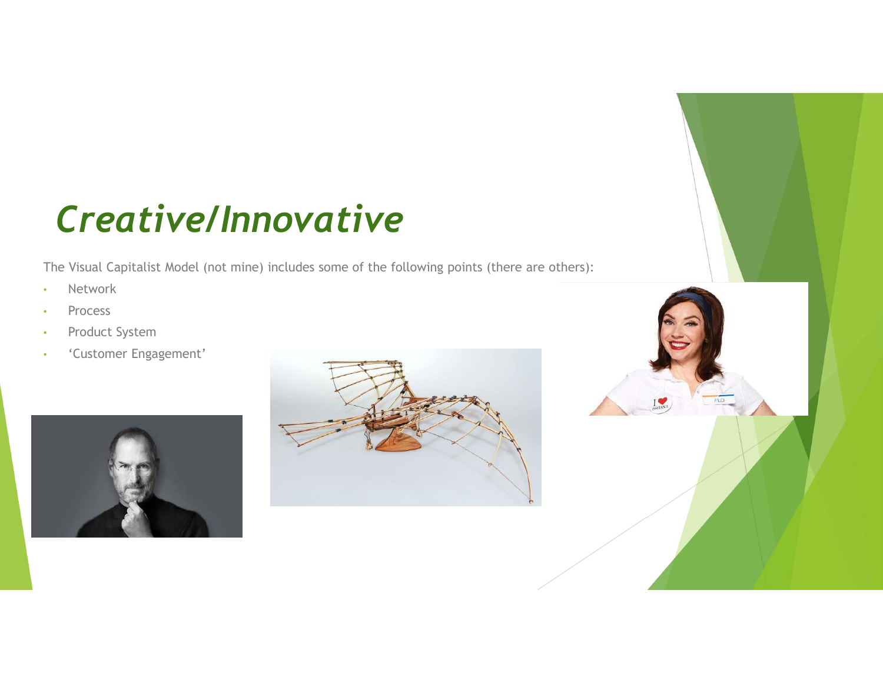# *Creative/Innovative*

The Visual Capitalist Model (not mine) includes some of the following points (there are others):

- Network
- Process
- Product System
- 'Customer Engagement'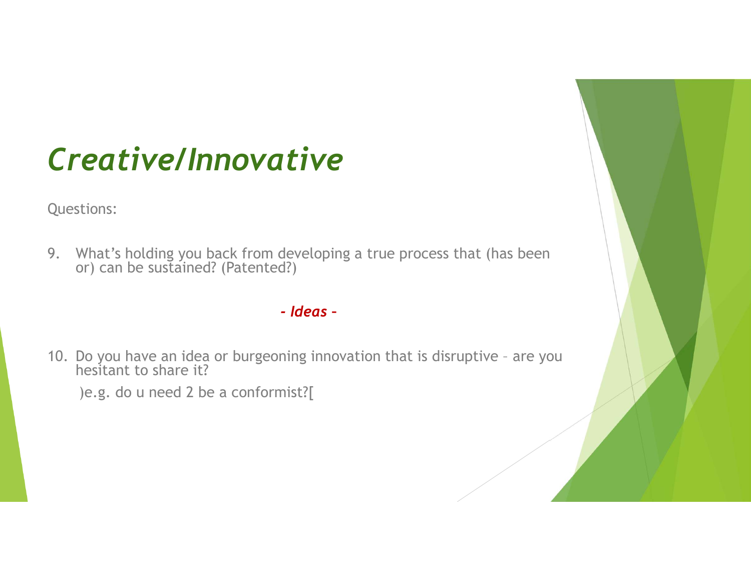# *Creative/Innovative*

Questions:

9. What's holding you back from developing a true process that (has been or) can be sustained? (Patented?)

***- Ideas –***

10. Do you have an idea or burgeoning innovation that is disruptive – are you hesitant to share it?

    )e.g. do u need 2 be a conformist?[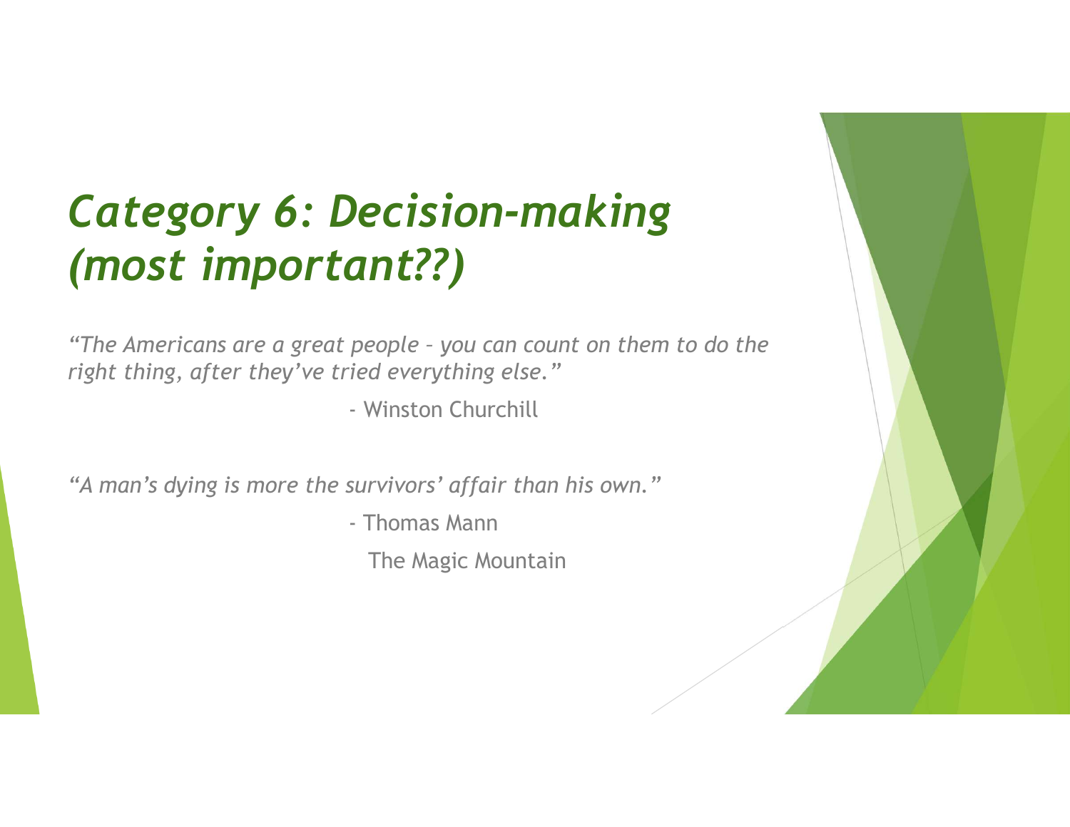# *Category 6: Decision-making (most important??)*

*"The Americans are a great people – you can count on them to do the right thing, after they've tried everything else."*

- Winston Churchill

*"A man's dying is more the survivors' affair than his own."*

- Thomas Mann

  The Magic Mountain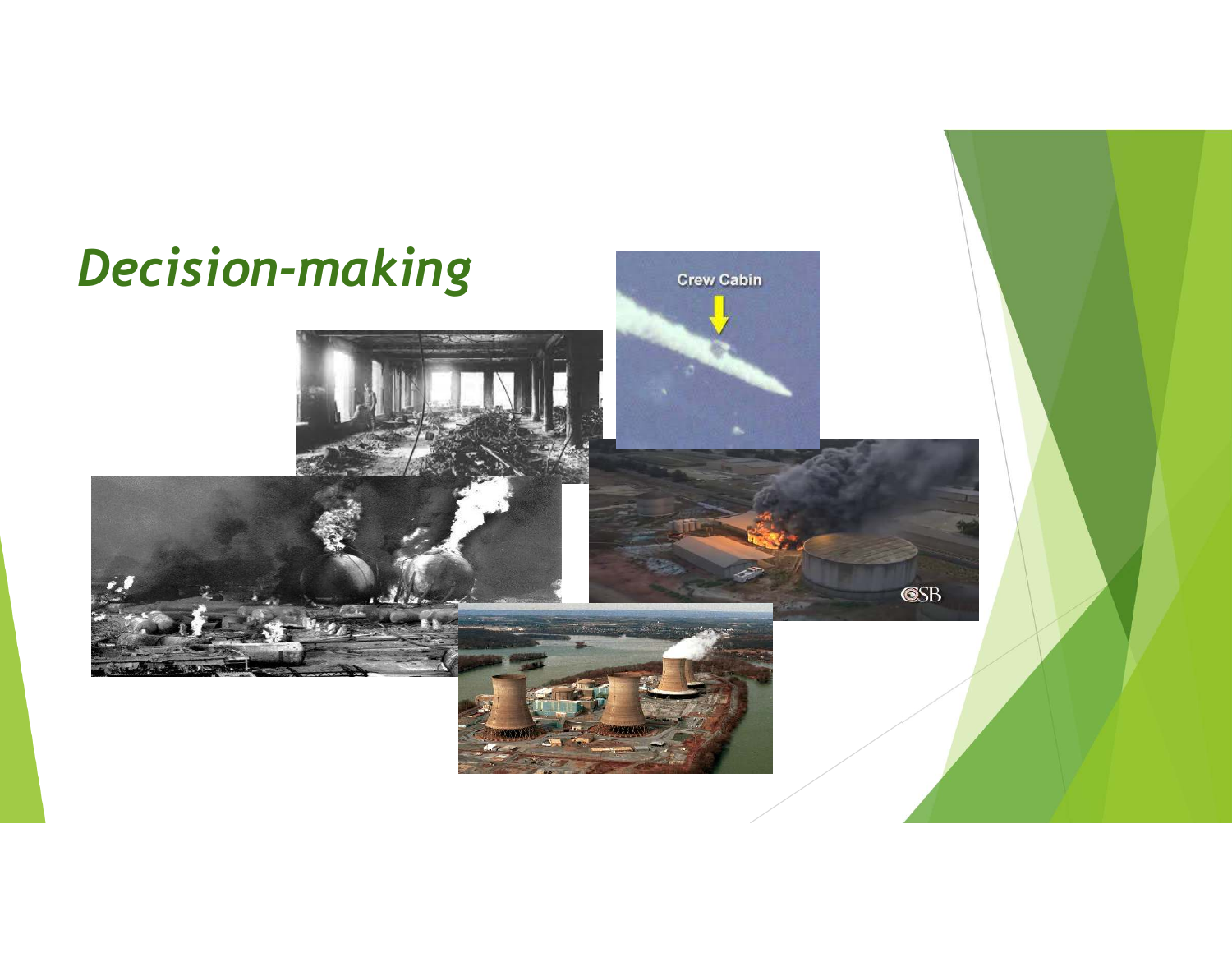# *Decision-making*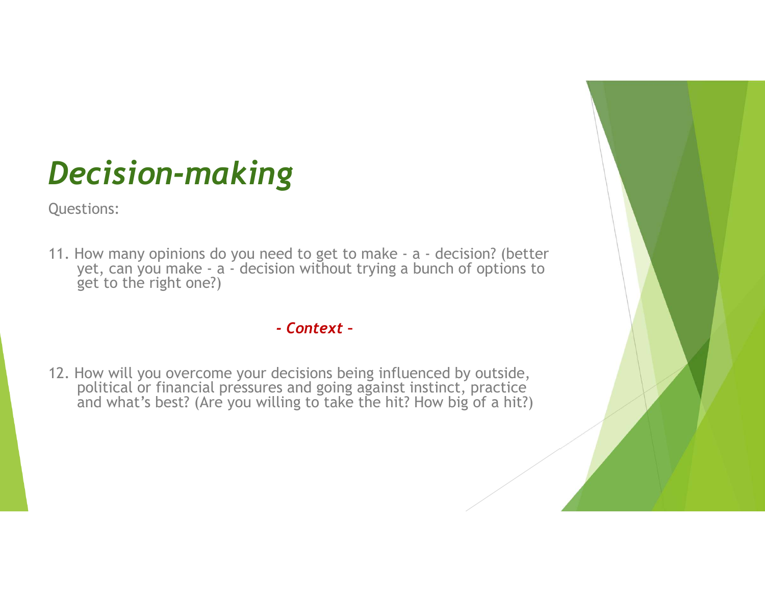# *Decision-making*

Questions:

11. How many opinions do you need to get to make - a - decision? (better yet, can you make - a - decision without trying a bunch of options to get to the right one?)

***- Context -***

12. How will you overcome your decisions being influenced by outside, political or financial pressures and going against instinct, practice and what's best? (Are you willing to take the hit? How big of a hit?)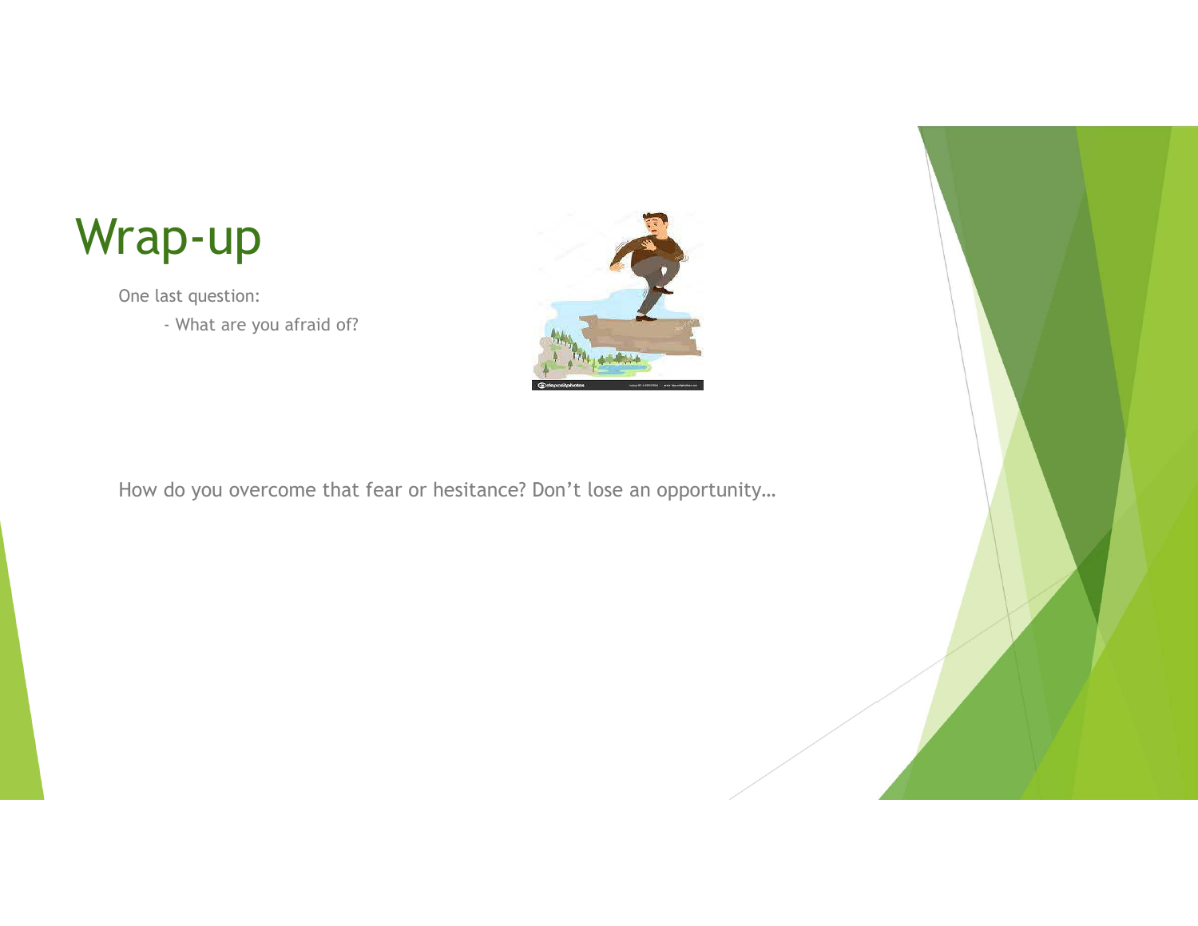# Wrap-up

One last question:

- What are you afraid of?

How do you overcome that fear or hesitance? Don’t lose an opportunity…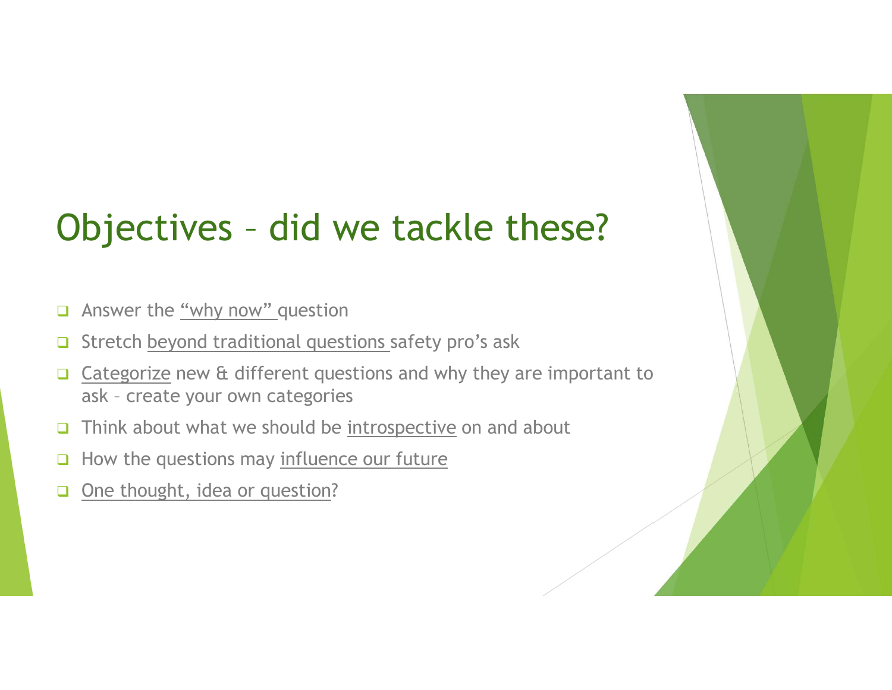# Objectives – did we tackle these?

- Answer the "why now" question
- Stretch beyond traditional questions safety pro's ask
- Categorize new & different questions and why they are important to ask – create your own categories
- Think about what we should be introspective on and about
- How the questions may influence our future
- One thought, idea or question?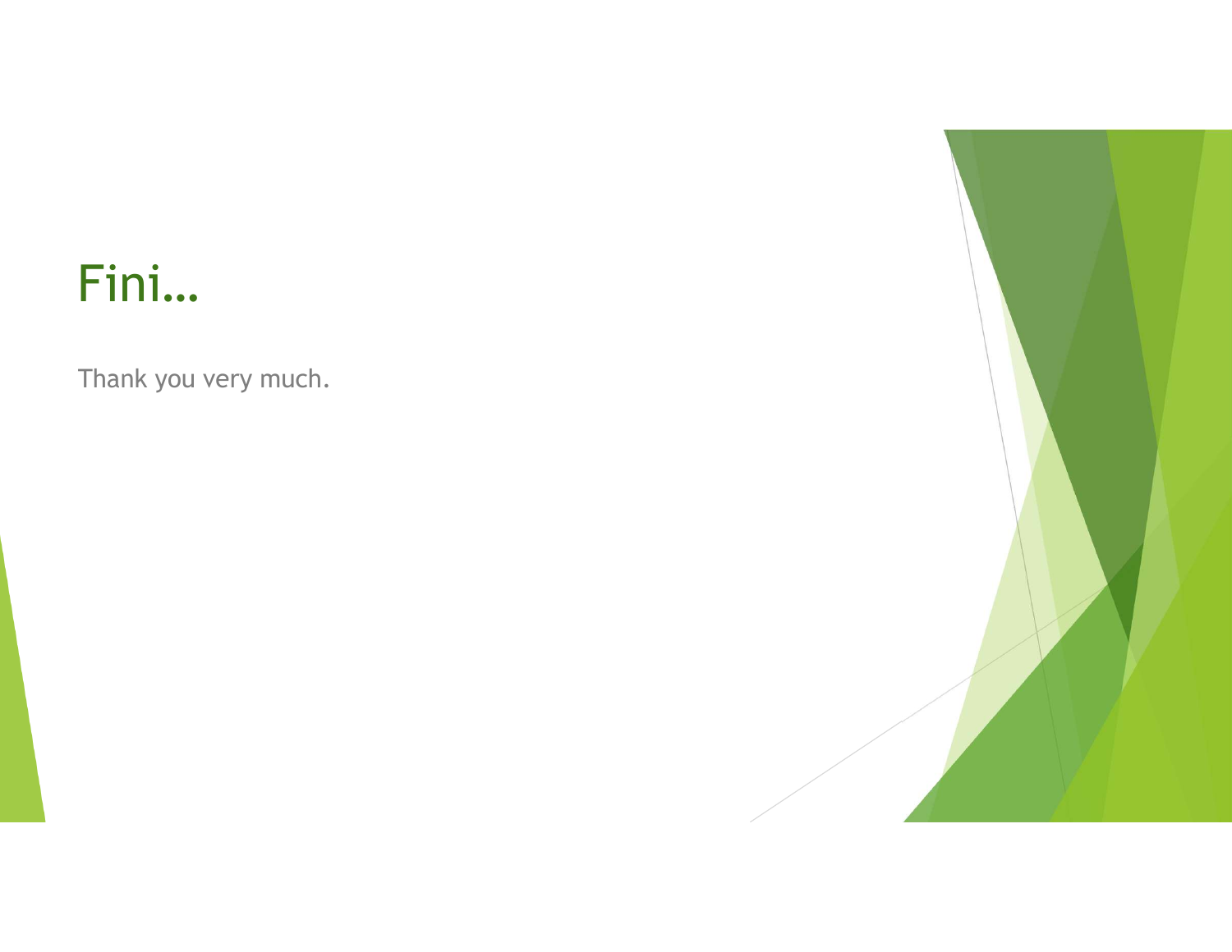# Fini…

Thank you very much.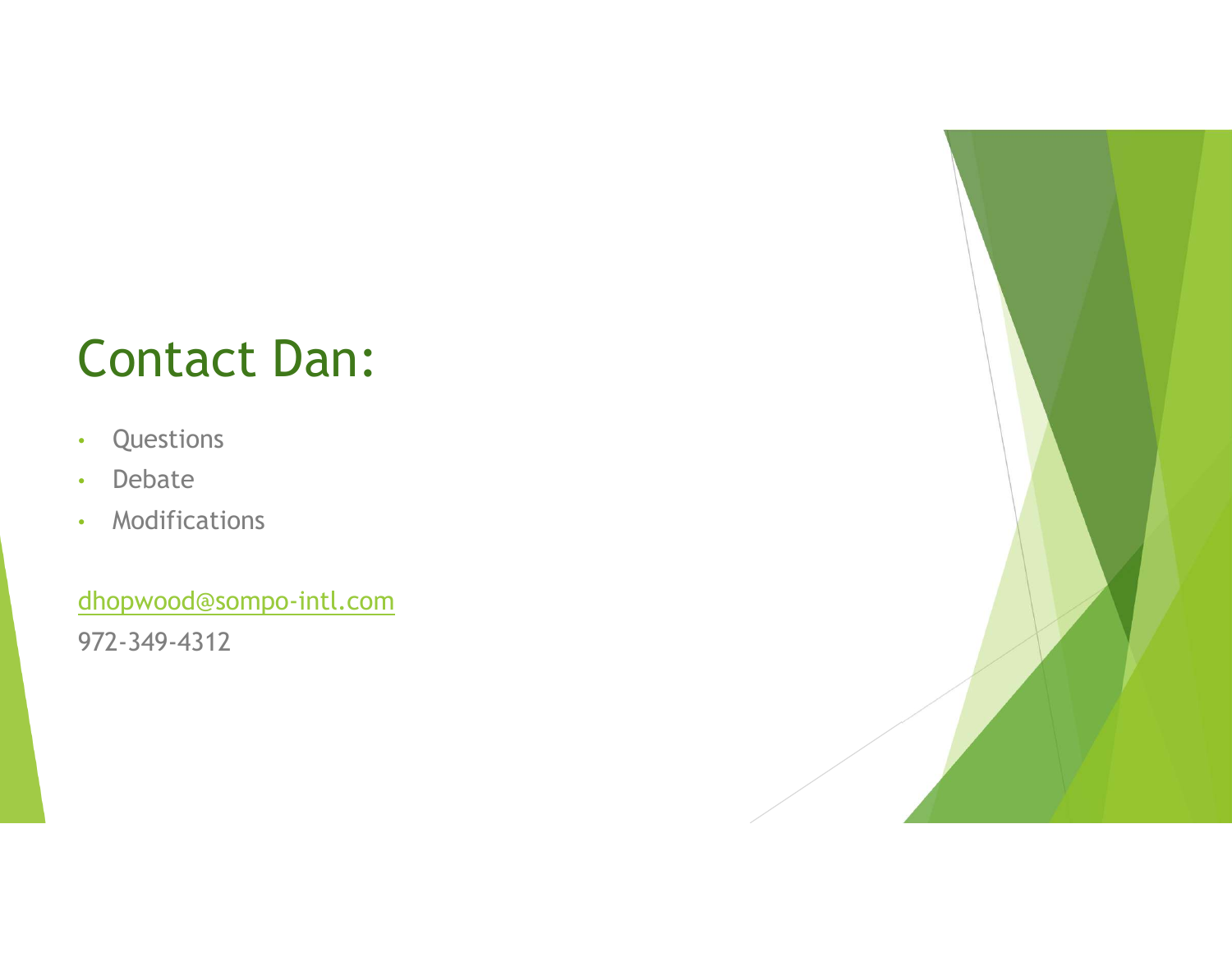# Contact Dan:

- Questions
- Debate
- Modifications

dhopwood@sompo-intl.com

972-349-4312